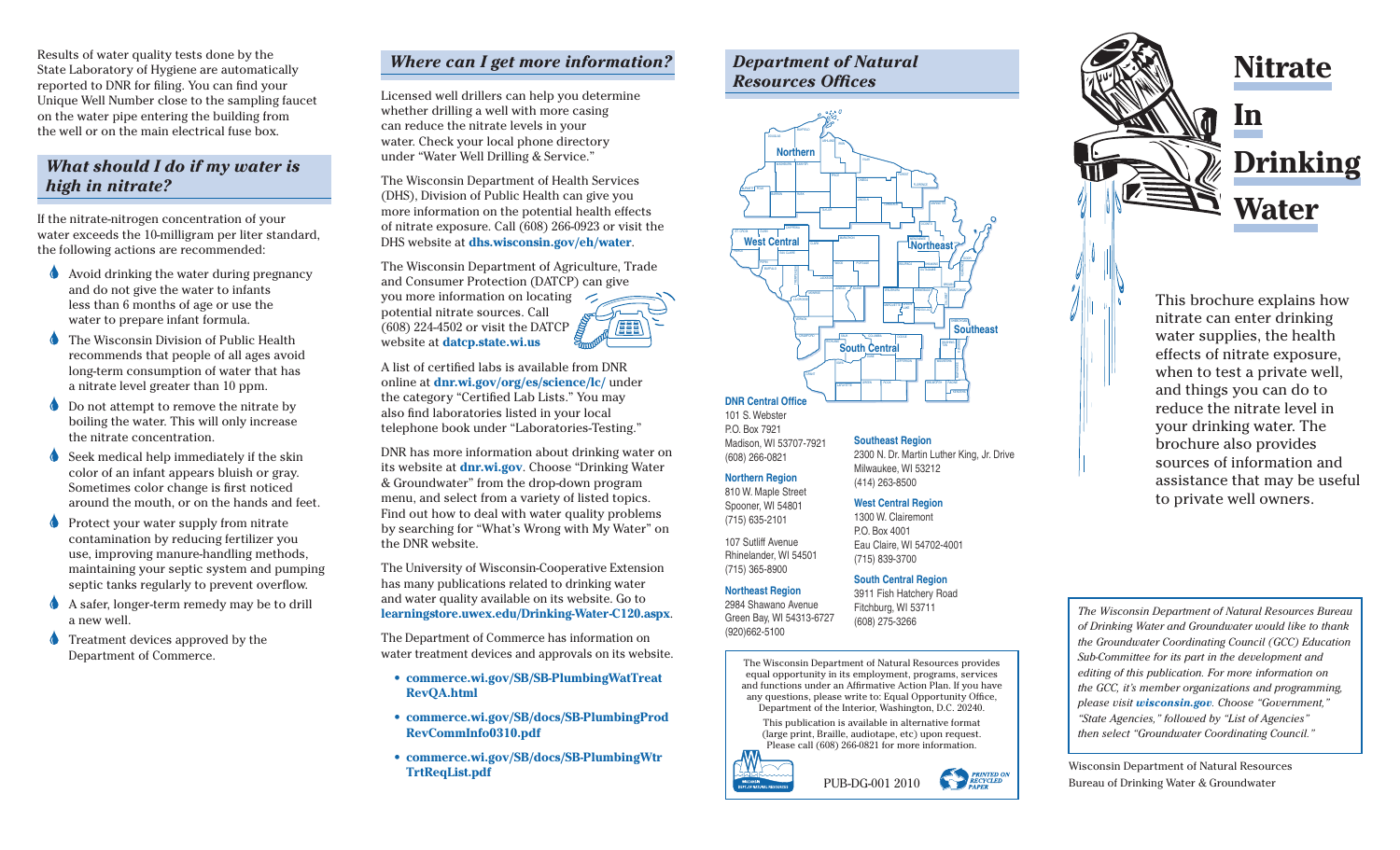Results of water quality tests done by the State Laboratory of Hygiene are automatically reported to DNR for filing. You can find your Unique Well Number close to the sampling faucet on the water pipe entering the building from the well or on the main electrical fuse box.

## *What should I do if my water is high in nitrate?*

If the nitrate-nitrogen concentration of your water exceeds the 10-milligram per liter standard, the following actions are recommended:

- Avoid drinking the water during pregnancy and do not give the water to infants less than 6 months of age or use the water to prepare infant formula.
- The Wisconsin Division of Public Health recommends that people of all ages avoid long-term consumption of water that has a nitrate level greater than 10 ppm.
- Do not attempt to remove the nitrate by boiling the water. This will only increase the nitrate concentration.
- Seek medical help immediately if the skin color of an infant appears bluish or gray. Sometimes color change is first noticed around the mouth, or on the hands and feet.
- Protect your water supply from nitrate contamination by reducing fertilizer you use, improving manure-handling methods, maintaining your septic system and pumping septic tanks regularly to prevent overflow.
- A safer, longer-term remedy may be to drill a new well.
- Treatment devices approved by the Department of Commerce.

## *Where can I get more information?*

Licensed well drillers can help you determine whether drilling a well with more casing can reduce the nitrate levels in your water. Check your local phone directory under "Water Well Drilling & Service."

The Wisconsin Department of Health Services (DHS), Division of Public Health can give you more information on the potential health effects of nitrate exposure. Call (608) 266-0923 or visit the DHS website at **dhs.wisconsin.gov/eh/water**.

The Wisconsin Department of Agriculture, Trade and Consumer Protection (DATCP) can give you more information on locating potential nitrate sources. Call (608) 224-4502 or visit the DATCP website at **datcp.state.wi.us**

A list of certified labs is available from DNR online at **dnr.wi.gov/org/es/science/lc/** under the category "Certified Lab Lists." You may also find laboratories listed in your local telephone book under "Laboratories-Testing."

DNR has more information about drinking water on its website at **dnr.wi.gov**. Choose "Drinking Water & Groundwater" from the drop-down program menu, and select from a variety of listed topics. Find out how to deal with water quality problems by searching for "What's Wrong with My Water" on the DNR website.

The University of Wisconsin-Cooperative Extension has many publications related to drinking water and water quality available on its website. Go to **learningstore.uwex.edu/Drinking-Water-C120.aspx**.

The Department of Commerce has information on water treatment devices and approvals on its website.

- **commerce.wi.gov/SB/SB-PlumbingWatTreatRevQA.html**
- **commerce.wi.gov/SB/docs/SB-PlumbingProdRevCommInfo0310.pdf**
- **commerce.wi.gov/SB/docs/SB-PlumbingWtrTrtReqList.pdf**

## *Department of Natural Resources Offices*

Northern | West Central | Northeast | Southeast | South Central

**DNR Central Office**
101 S. Webster
P.O. Box 7921
Madison, WI 53707-7921
(608) 266-0821

**Northern Region**
810 W. Maple Street
Spooner, WI 54801
(715) 635-2101

107 Sutliff Avenue
Rhinelander, WI 54501
(715) 365-8900

**Northeast Region**
2984 Shawano Avenue
Green Bay, WI 54313-6727
(920)662-5100

**Southeast Region**
2300 N. Dr. Martin Luther King, Jr. Drive
Milwaukee, WI 53212
(414) 263-8500

**West Central Region**
1300 W. Clairemont
P.O. Box 4001
Eau Claire, WI 54702-4001
(715) 839-3700

**South Central Region**
3911 Fish Hatchery Road
Fitchburg, WI 53711
(608) 275-3266

The Wisconsin Department of Natural Resources provides equal opportunity in its employment, programs, services and functions under an Affirmative Action Plan. If you have any questions, please write to: Equal Opportunity Office, Department of the Interior, Washington, D.C. 20240.

This publication is available in alternative format (large print, Braille, audiotape, etc) upon request. Please call (608) 266-0821 for more information.

PUB-DG-001 2010

PRINTED ON RECYCLED PAPER

# Nitrate In Drinking Water

This brochure explains how nitrate can enter drinking water supplies, the health effects of nitrate exposure, when to test a private well, and things you can do to reduce the nitrate level in your drinking water. The brochure also provides sources of information and assistance that may be useful to private well owners.

*The Wisconsin Department of Natural Resources Bureau of Drinking Water and Groundwater would like to thank the Groundwater Coordinating Council (GCC) Education Sub-Committee for its part in the development and editing of this publication. For more information on the GCC, it's member organizations and programming, please visit **wisconsin.gov**. Choose "Government," "State Agencies," followed by "List of Agencies" then select "Groundwater Coordinating Council."*

Wisconsin Department of Natural Resources
Bureau of Drinking Water & Groundwater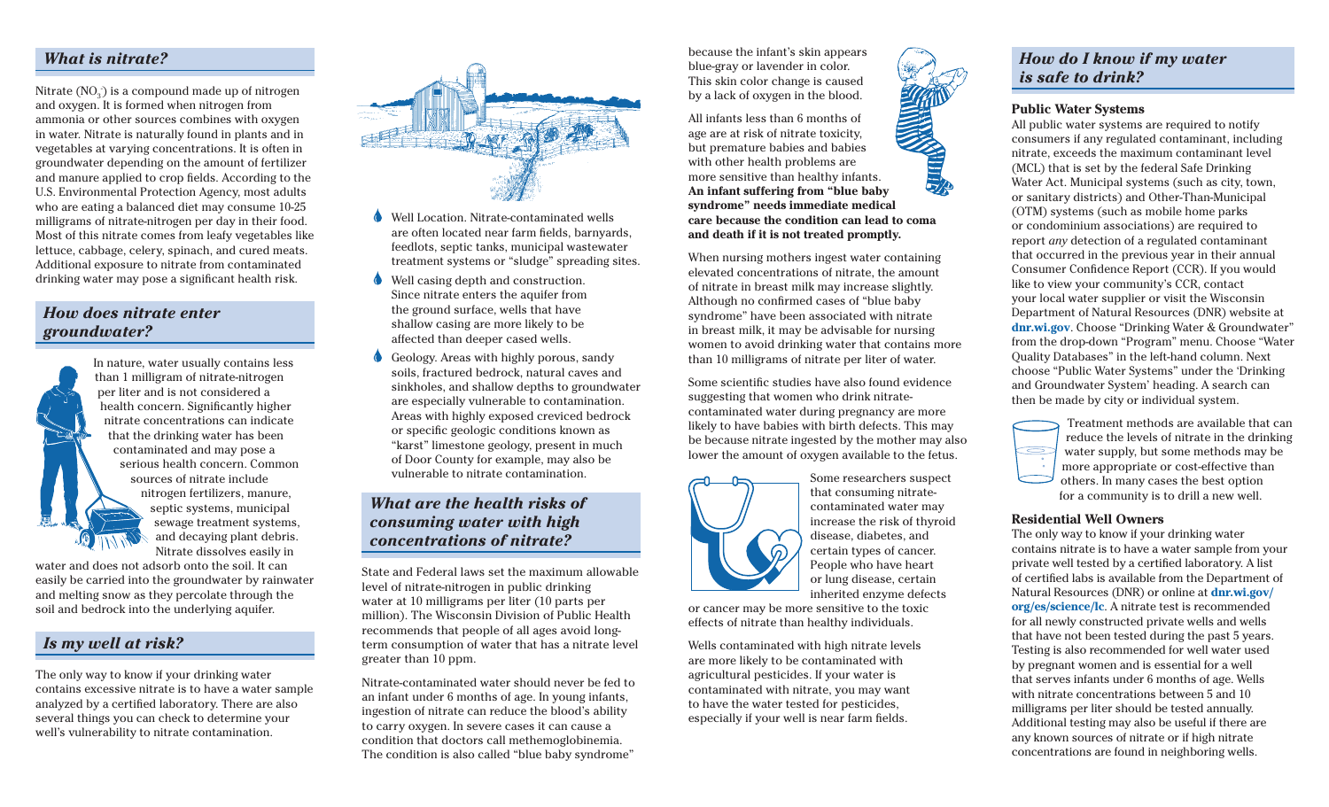## What is nitrate?

Nitrate ($NO_3^-$) is a compound made up of nitrogen and oxygen. It is formed when nitrogen from ammonia or other sources combines with oxygen in water. Nitrate is naturally found in plants and in vegetables at varying concentrations. It is often in groundwater depending on the amount of fertilizer and manure applied to crop fields. According to the U.S. Environmental Protection Agency, most adults who are eating a balanced diet may consume 10-25 milligrams of nitrate-nitrogen per day in their food. Most of this nitrate comes from leafy vegetables like lettuce, cabbage, celery, spinach, and cured meats. Additional exposure to nitrate from contaminated drinking water may pose a significant health risk.

## How does nitrate enter groundwater?

In nature, water usually contains less than 1 milligram of nitrate-nitrogen per liter and is not considered a health concern. Significantly higher nitrate concentrations can indicate that the drinking water has been contaminated and may pose a serious health concern. Common sources of nitrate include nitrogen fertilizers, manure, septic systems, municipal sewage treatment systems, and decaying plant debris. Nitrate dissolves easily in water and does not adsorb onto the soil. It can easily be carried into the groundwater by rainwater and melting snow as they percolate through the soil and bedrock into the underlying aquifer.

## Is my well at risk?

The only way to know if your drinking water contains excessive nitrate is to have a water sample analyzed by a certified laboratory. There are also several things you can check to determine your well's vulnerability to nitrate contamination.

- Well Location. Nitrate-contaminated wells are often located near farm fields, barnyards, feedlots, septic tanks, municipal wastewater treatment systems or "sludge" spreading sites.
- Well casing depth and construction. Since nitrate enters the aquifer from the ground surface, wells that have shallow casing are more likely to be affected than deeper cased wells.
- Geology. Areas with highly porous, sandy soils, fractured bedrock, natural caves and sinkholes, and shallow depths to groundwater are especially vulnerable to contamination. Areas with highly exposed creviced bedrock or specific geologic conditions known as "karst" limestone geology, present in much of Door County for example, may also be vulnerable to nitrate contamination.

## What are the health risks of consuming water with high concentrations of nitrate?

State and Federal laws set the maximum allowable level of nitrate-nitrogen in public drinking water at 10 milligrams per liter (10 parts per million). The Wisconsin Division of Public Health recommends that people of all ages avoid long-term consumption of water that has a nitrate level greater than 10 ppm.

Nitrate-contaminated water should never be fed to an infant under 6 months of age. In young infants, ingestion of nitrate can reduce the blood's ability to carry oxygen. In severe cases it can cause a condition that doctors call methemoglobinemia. The condition is also called "blue baby syndrome" because the infant's skin appears blue-gray or lavender in color. This skin color change is caused by a lack of oxygen in the blood.

All infants less than 6 months of age are at risk of nitrate toxicity, but premature babies and babies with other health problems are more sensitive than healthy infants. **An infant suffering from "blue baby syndrome" needs immediate medical care because the condition can lead to coma and death if it is not treated promptly.**

When nursing mothers ingest water containing elevated concentrations of nitrate, the amount of nitrate in breast milk may increase slightly. Although no confirmed cases of "blue baby syndrome" have been associated with nitrate in breast milk, it may be advisable for nursing women to avoid drinking water that contains more than 10 milligrams of nitrate per liter of water.

Some scientific studies have also found evidence suggesting that women who drink nitrate-contaminated water during pregnancy are more likely to have babies with birth defects. This may be because nitrate ingested by the mother may also lower the amount of oxygen available to the fetus.

Some researchers suspect that consuming nitrate-contaminated water may increase the risk of thyroid disease, diabetes, and certain types of cancer. People who have heart or lung disease, certain inherited enzyme defects or cancer may be more sensitive to the toxic effects of nitrate than healthy individuals.

Wells contaminated with high nitrate levels are more likely to be contaminated with agricultural pesticides. If your water is contaminated with nitrate, you may want to have the water tested for pesticides, especially if your well is near farm fields.

## How do I know if my water is safe to drink?

### Public Water Systems

All public water systems are required to notify consumers if any regulated contaminant, including nitrate, exceeds the maximum contaminant level (MCL) that is set by the federal Safe Drinking Water Act. Municipal systems (such as city, town, or sanitary districts) and Other-Than-Municipal (OTM) systems (such as mobile home parks or condominium associations) are required to report *any* detection of a regulated contaminant that occurred in the previous year in their annual Consumer Confidence Report (CCR). If you would like to view your community's CCR, contact your local water supplier or visit the Wisconsin Department of Natural Resources (DNR) website at **dnr.wi.gov**. Choose "Drinking Water & Groundwater" from the drop-down "Program" menu. Choose "Water Quality Databases" in the left-hand column. Next choose "Public Water Systems" under the 'Drinking and Groundwater System' heading. A search can then be made by city or individual system.

Treatment methods are available that can reduce the levels of nitrate in the drinking water supply, but some methods may be more appropriate or cost-effective than others. In many cases the best option for a community is to drill a new well.

### Residential Well Owners

The only way to know if your drinking water contains nitrate is to have a water sample from your private well tested by a certified laboratory. A list of certified labs is available from the Department of Natural Resources (DNR) or online at **dnr.wi.gov/org/es/science/lc**. A nitrate test is recommended for all newly constructed private wells and wells that have not been tested during the past 5 years. Testing is also recommended for well water used by pregnant women and is essential for a well that serves infants under 6 months of age. Wells with nitrate concentrations between 5 and 10 milligrams per liter should be tested annually. Additional testing may also be useful if there are any known sources of nitrate or if high nitrate concentrations are found in neighboring wells.